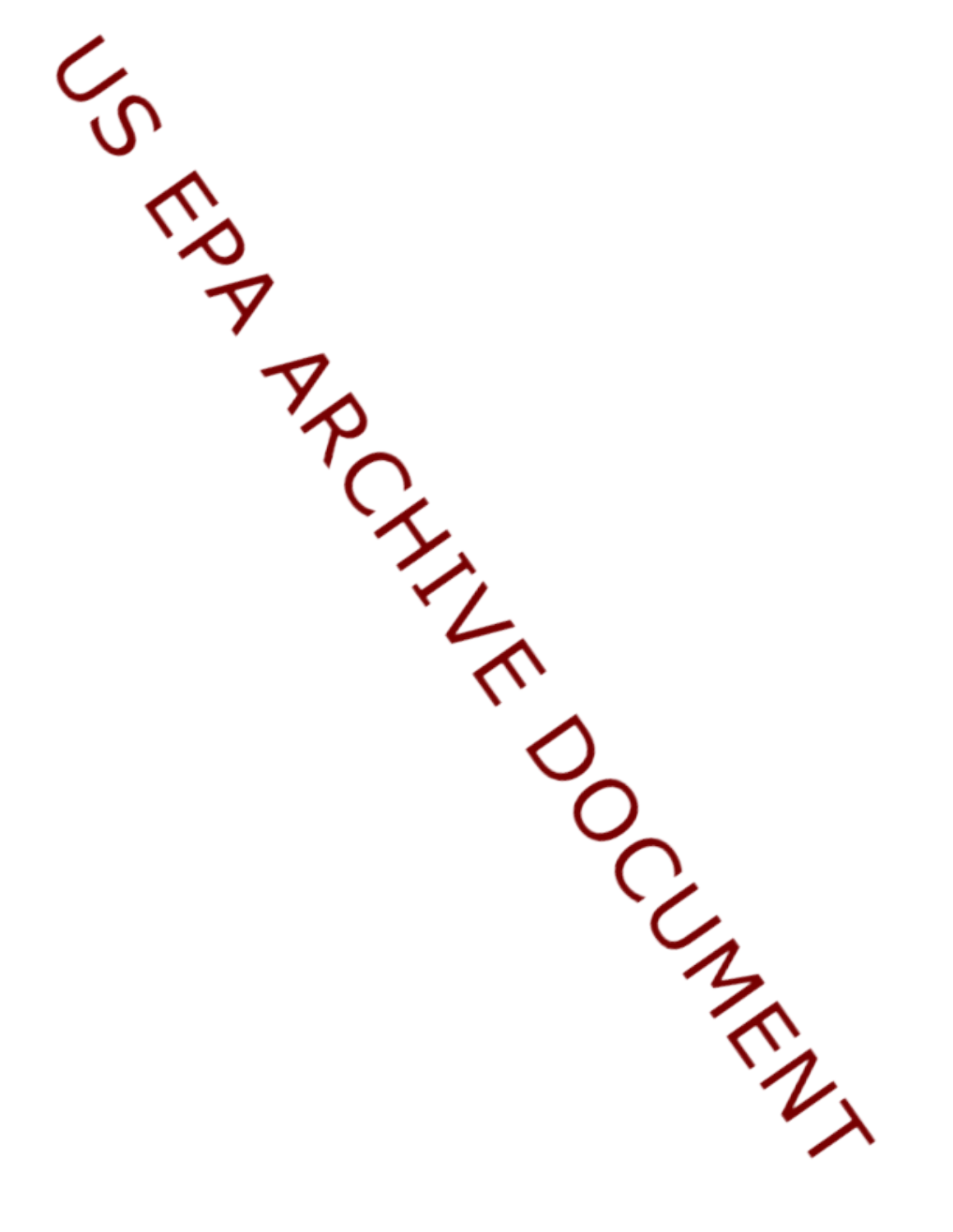US EPA ARCHIVE DOCUMENT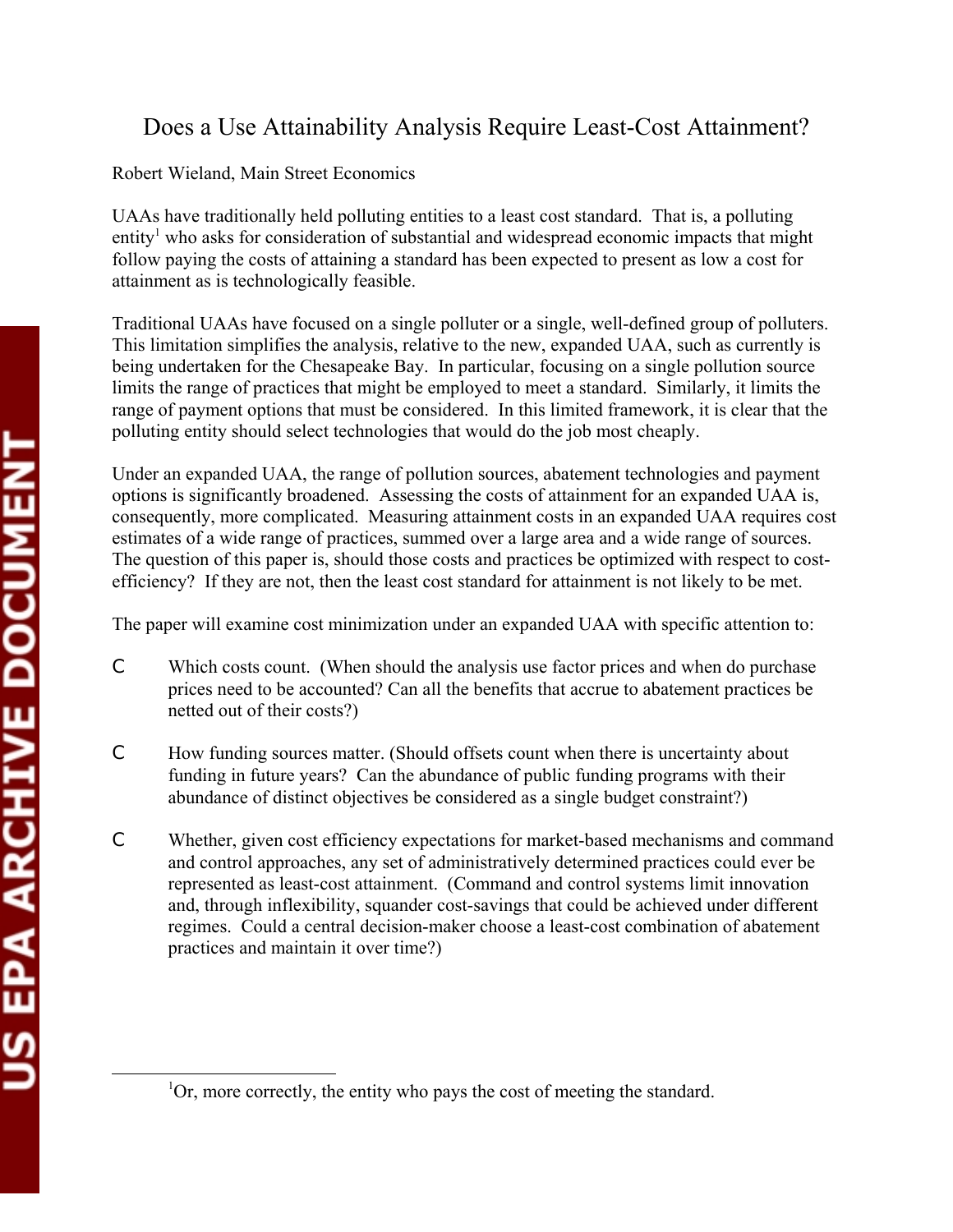# Does a Use Attainability Analysis Require Least-Cost Attainment?

Robert Wieland, Main Street Economics

UAAs have traditionally held polluting entities to a least cost standard. That is, a polluting entity[1] who asks for consideration of substantial and widespread economic impacts that might follow paying the costs of attaining a standard has been expected to present as low a cost for attainment as is technologically feasible.

Traditional UAAs have focused on a single polluter or a single, well-defined group of polluters. This limitation simplifies the analysis, relative to the new, expanded UAA, such as currently is being undertaken for the Chesapeake Bay. In particular, focusing on a single pollution source limits the range of practices that might be employed to meet a standard. Similarly, it limits the range of payment options that must be considered. In this limited framework, it is clear that the polluting entity should select technologies that would do the job most cheaply.

Under an expanded UAA, the range of pollution sources, abatement technologies and payment options is significantly broadened. Assessing the costs of attainment for an expanded UAA is, consequently, more complicated. Measuring attainment costs in an expanded UAA requires cost estimates of a wide range of practices, summed over a large area and a wide range of sources. The question of this paper is, should those costs and practices be optimized with respect to cost-efficiency? If they are not, then the least cost standard for attainment is not likely to be met.

The paper will examine cost minimization under an expanded UAA with specific attention to:

- Which costs count. (When should the analysis use factor prices and when do purchase prices need to be accounted? Can all the benefits that accrue to abatement practices be netted out of their costs?)

- How funding sources matter. (Should offsets count when there is uncertainty about funding in future years? Can the abundance of public funding programs with their abundance of distinct objectives be considered as a single budget constraint?)

- Whether, given cost efficiency expectations for market-based mechanisms and command and control approaches, any set of administratively determined practices could ever be represented as least-cost attainment. (Command and control systems limit innovation and, through inflexibility, squander cost-savings that could be achieved under different regimes. Could a central decision-maker choose a least-cost combination of abatement practices and maintain it over time?)

---

[1] Or, more correctly, the entity who pays the cost of meeting the standard.